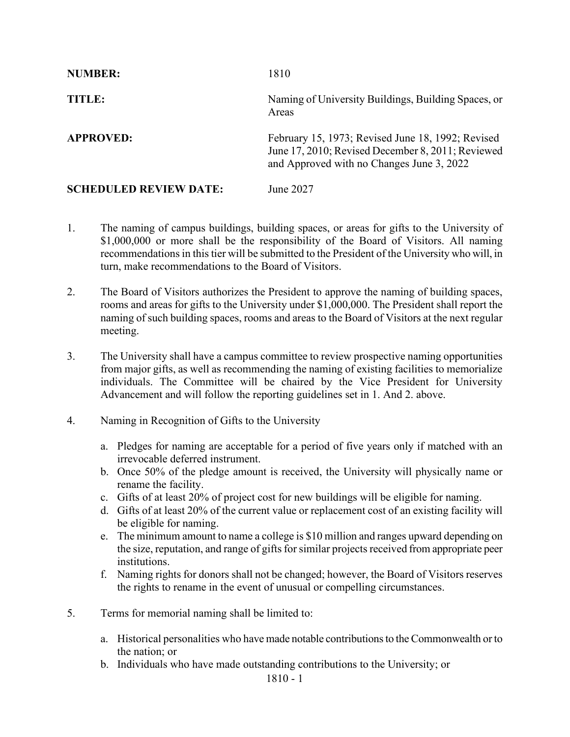**NUMBER:** 1810

**TITLE:** Naming of University Buildings, Building Spaces, or Areas

**APPROVED:** February 15, 1973; Revised June 18, 1992; Revised June 17, 2010; Revised December 8, 2011; Reviewed and Approved with no Changes June 3, 2022

**SCHEDULED REVIEW DATE:** June 2027

1. The naming of campus buildings, building spaces, or areas for gifts to the University of $1,000,000 or more shall be the responsibility of the Board of Visitors. All naming recommendations in this tier will be submitted to the President of the University who will, in turn, make recommendations to the Board of Visitors.

2. The Board of Visitors authorizes the President to approve the naming of building spaces, rooms and areas for gifts to the University under $1,000,000. The President shall report the naming of such building spaces, rooms and areas to the Board of Visitors at the next regular meeting.

3. The University shall have a campus committee to review prospective naming opportunities from major gifts, as well as recommending the naming of existing facilities to memorialize individuals. The Committee will be chaired by the Vice President for University Advancement and will follow the reporting guidelines set in 1. And 2. above.

4. Naming in Recognition of Gifts to the University

   a. Pledges for naming are acceptable for a period of five years only if matched with an irrevocable deferred instrument.
   b. Once 50% of the pledge amount is received, the University will physically name or rename the facility.
   c. Gifts of at least 20% of project cost for new buildings will be eligible for naming.
   d. Gifts of at least 20% of the current value or replacement cost of an existing facility will be eligible for naming.
   e. The minimum amount to name a college is $10 million and ranges upward depending on the size, reputation, and range of gifts for similar projects received from appropriate peer institutions.
   f. Naming rights for donors shall not be changed; however, the Board of Visitors reserves the rights to rename in the event of unusual or compelling circumstances.

5. Terms for memorial naming shall be limited to:

   a. Historical personalities who have made notable contributions to the Commonwealth or to the nation; or
   b. Individuals who have made outstanding contributions to the University; or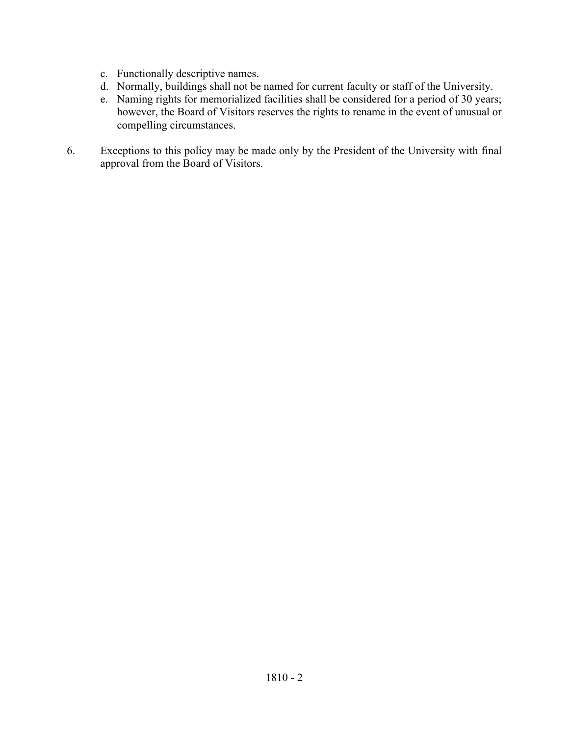c. Functionally descriptive names.
d. Normally, buildings shall not be named for current faculty or staff of the University.
e. Naming rights for memorialized facilities shall be considered for a period of 30 years; however, the Board of Visitors reserves the rights to rename in the event of unusual or compelling circumstances.

6. Exceptions to this policy may be made only by the President of the University with final approval from the Board of Visitors.